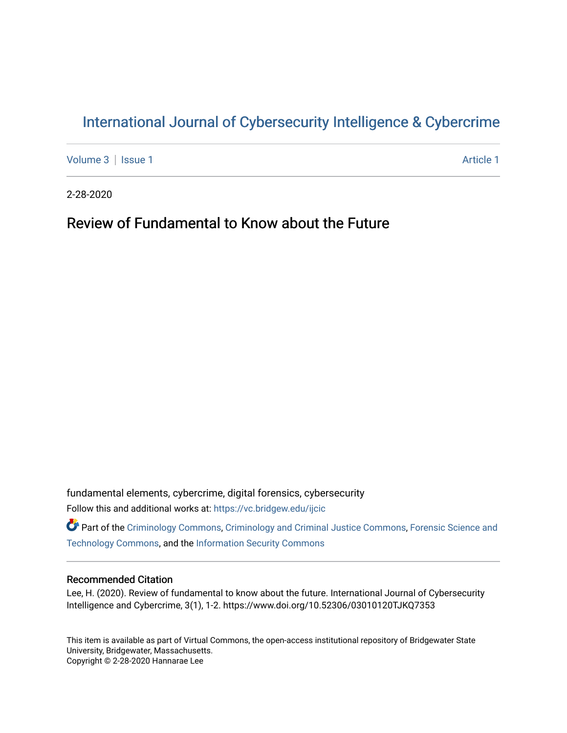# International Journal of Cybersecurity Intelligence & Cybercrime

Volume 3 | Issue 1 | Article 1

2-28-2020

## Review of Fundamental to Know about the Future

fundamental elements, cybercrime, digital forensics, cybersecurity

Follow this and additional works at: https://vc.bridgew.edu/ijcic

Part of the Criminology Commons, Criminology and Criminal Justice Commons, Forensic Science and Technology Commons, and the Information Security Commons

### Recommended Citation

Lee, H. (2020). Review of fundamental to know about the future. International Journal of Cybersecurity Intelligence and Cybercrime, 3(1), 1-2. https://www.doi.org/10.52306/03010120TJKQ7353

This item is available as part of Virtual Commons, the open-access institutional repository of Bridgewater State University, Bridgewater, Massachusetts.
Copyright © 2-28-2020 Hannarae Lee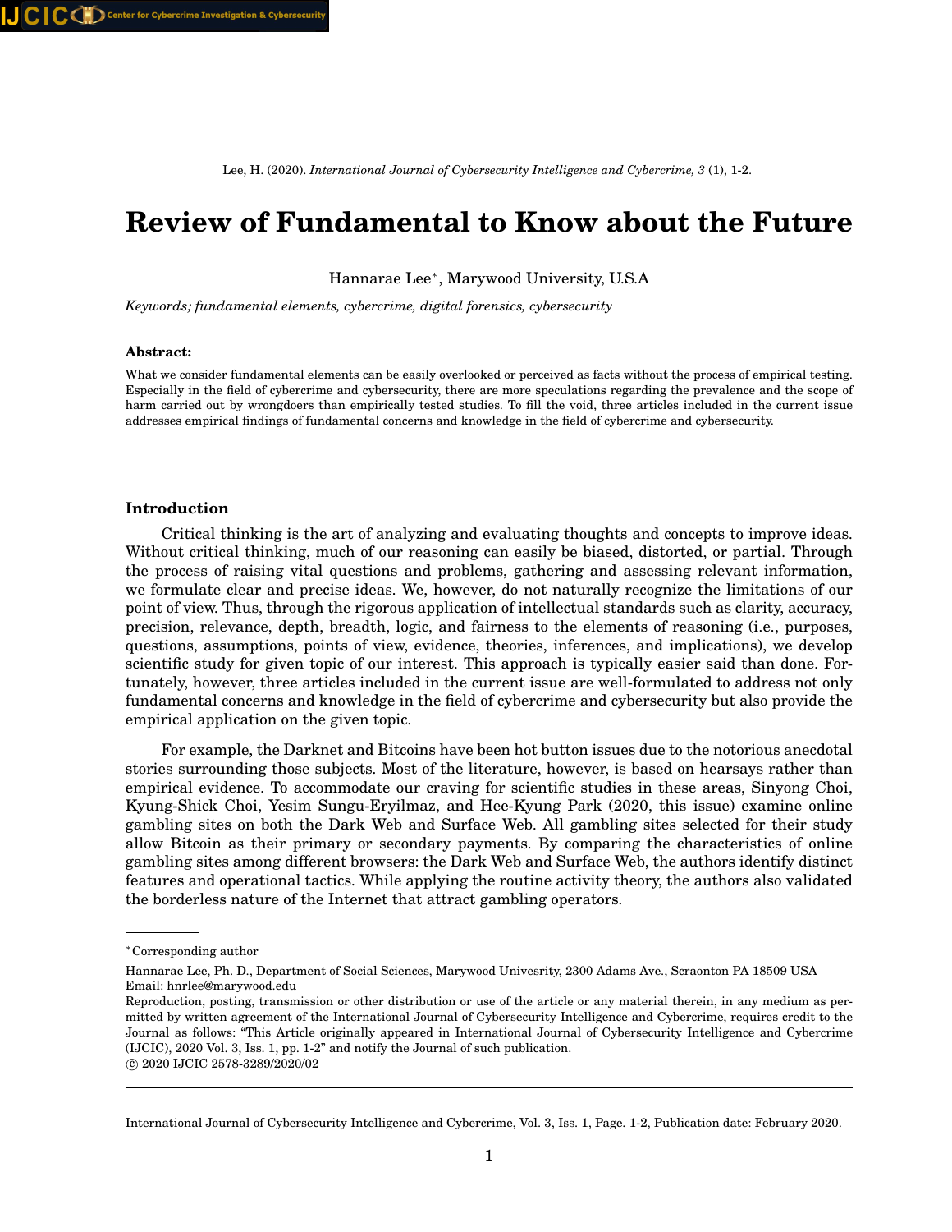Lee, H. (2020). *International Journal of Cybersecurity Intelligence and Cybercrime, 3* (1), 1-2.

# Review of Fundamental to Know about the Future

Hannarae Lee*, Marywood University, U.S.A

*Keywords; fundamental elements, cybercrime, digital forensics, cybersecurity*

### Abstract:

What we consider fundamental elements can be easily overlooked or perceived as facts without the process of empirical testing. Especially in the field of cybercrime and cybersecurity, there are more speculations regarding the prevalence and the scope of harm carried out by wrongdoers than empirically tested studies. To fill the void, three articles included in the current issue addresses empirical findings of fundamental concerns and knowledge in the field of cybercrime and cybersecurity.

---

### Introduction

Critical thinking is the art of analyzing and evaluating thoughts and concepts to improve ideas. Without critical thinking, much of our reasoning can easily be biased, distorted, or partial. Through the process of raising vital questions and problems, gathering and assessing relevant information, we formulate clear and precise ideas. We, however, do not naturally recognize the limitations of our point of view. Thus, through the rigorous application of intellectual standards such as clarity, accuracy, precision, relevance, depth, breadth, logic, and fairness to the elements of reasoning (i.e., purposes, questions, assumptions, points of view, evidence, theories, inferences, and implications), we develop scientific study for given topic of our interest. This approach is typically easier said than done. Fortunately, however, three articles included in the current issue are well-formulated to address not only fundamental concerns and knowledge in the field of cybercrime and cybersecurity but also provide the empirical application on the given topic.

For example, the Darknet and Bitcoins have been hot button issues due to the notorious anecdotal stories surrounding those subjects. Most of the literature, however, is based on hearsays rather than empirical evidence. To accommodate our craving for scientific studies in these areas, Sinyong Choi, Kyung-Shick Choi, Yesim Sungu-Eryilmaz, and Hee-Kyung Park (2020, this issue) examine online gambling sites on both the Dark Web and Surface Web. All gambling sites selected for their study allow Bitcoin as their primary or secondary payments. By comparing the characteristics of online gambling sites among different browsers: the Dark Web and Surface Web, the authors identify distinct features and operational tactics. While applying the routine activity theory, the authors also validated the borderless nature of the Internet that attract gambling operators.

---

*Corresponding author

Hannarae Lee, Ph. D., Department of Social Sciences, Marywood Univesrity, 2300 Adams Ave., Scraonton PA 18509 USA
Email: hnrlee@marywood.edu
Reproduction, posting, transmission or other distribution or use of the article or any material therein, in any medium as permitted by written agreement of the International Journal of Cybersecurity Intelligence and Cybercrime, requires credit to the Journal as follows: "This Article originally appeared in International Journal of Cybersecurity Intelligence and Cybercrime (IJCIC), 2020 Vol. 3, Iss. 1, pp. 1-2" and notify the Journal of such publication.
© 2020 IJCIC 2578-3289/2020/02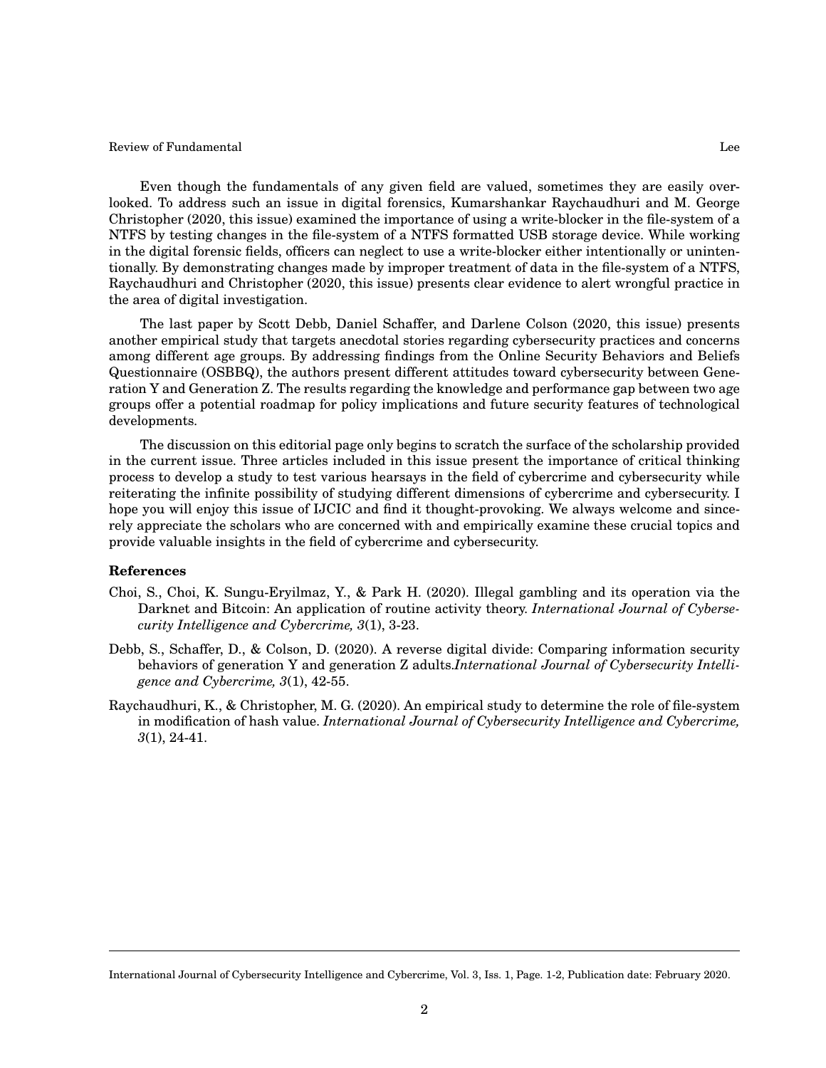Even though the fundamentals of any given field are valued, sometimes they are easily overlooked. To address such an issue in digital forensics, Kumarshankar Raychaudhuri and M. George Christopher (2020, this issue) examined the importance of using a write-blocker in the file-system of a NTFS by testing changes in the file-system of a NTFS formatted USB storage device. While working in the digital forensic fields, officers can neglect to use a write-blocker either intentionally or unintentionally. By demonstrating changes made by improper treatment of data in the file-system of a NTFS, Raychaudhuri and Christopher (2020, this issue) presents clear evidence to alert wrongful practice in the area of digital investigation.

The last paper by Scott Debb, Daniel Schaffer, and Darlene Colson (2020, this issue) presents another empirical study that targets anecdotal stories regarding cybersecurity practices and concerns among different age groups. By addressing findings from the Online Security Behaviors and Beliefs Questionnaire (OSBBQ), the authors present different attitudes toward cybersecurity between Generation Y and Generation Z. The results regarding the knowledge and performance gap between two age groups offer a potential roadmap for policy implications and future security features of technological developments.

The discussion on this editorial page only begins to scratch the surface of the scholarship provided in the current issue. Three articles included in this issue present the importance of critical thinking process to develop a study to test various hearsays in the field of cybercrime and cybersecurity while reiterating the infinite possibility of studying different dimensions of cybercrime and cybersecurity. I hope you will enjoy this issue of IJCIC and find it thought-provoking. We always welcome and sincerely appreciate the scholars who are concerned with and empirically examine these crucial topics and provide valuable insights in the field of cybercrime and cybersecurity.

**References**

Choi, S., Choi, K. Sungu-Eryilmaz, Y., & Park H. (2020). Illegal gambling and its operation via the Darknet and Bitcoin: An application of routine activity theory. *International Journal of Cybersecurity Intelligence and Cybercrime, 3*(1), 3-23.

Debb, S., Schaffer, D., & Colson, D. (2020). A reverse digital divide: Comparing information security behaviors of generation Y and generation Z adults.*International Journal of Cybersecurity Intelligence and Cybercrime, 3*(1), 42-55.

Raychaudhuri, K., & Christopher, M. G. (2020). An empirical study to determine the role of file-system in modification of hash value. *International Journal of Cybersecurity Intelligence and Cybercrime, 3*(1), 24-41.